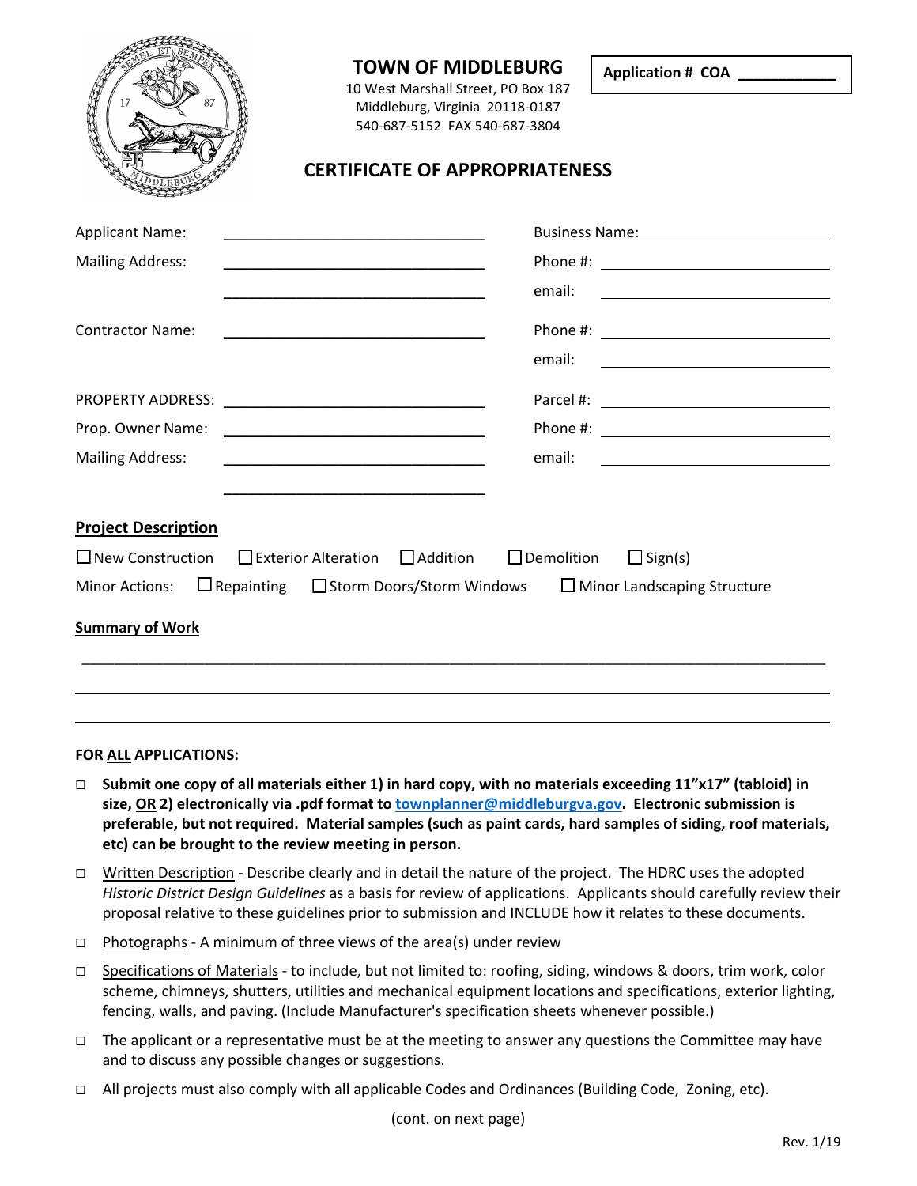# TOWN OF MIDDLEBURG

10 West Marshall Street, PO Box 187
Middleburg, Virginia 20118-0187
540-687-5152 FAX 540-687-3804

**Application # COA \_\_\_\_\_\_\_\_\_\_\_**

## CERTIFICATE OF APPROPRIATENESS

Applicant Name: \_\_\_\_\_\_\_\_\_\_\_\_\_\_\_\_\_\_\_\_\_\_\_\_\_\_\_\_\_\_ Business Name: \_\_\_\_\_\_\_\_\_\_\_\_\_\_\_\_\_\_\_\_\_\_\_\_\_\_

Mailing Address: \_\_\_\_\_\_\_\_\_\_\_\_\_\_\_\_\_\_\_\_\_\_\_\_\_\_\_\_\_\_ Phone #: \_\_\_\_\_\_\_\_\_\_\_\_\_\_\_\_\_\_\_\_\_\_\_\_\_\_

\_\_\_\_\_\_\_\_\_\_\_\_\_\_\_\_\_\_\_\_\_\_\_\_\_\_\_\_\_\_ email: \_\_\_\_\_\_\_\_\_\_\_\_\_\_\_\_\_\_\_\_\_\_\_\_\_\_

Contractor Name: \_\_\_\_\_\_\_\_\_\_\_\_\_\_\_\_\_\_\_\_\_\_\_\_\_\_\_\_\_\_ Phone #: \_\_\_\_\_\_\_\_\_\_\_\_\_\_\_\_\_\_\_\_\_\_\_\_\_\_

email: \_\_\_\_\_\_\_\_\_\_\_\_\_\_\_\_\_\_\_\_\_\_\_\_\_\_

PROPERTY ADDRESS: \_\_\_\_\_\_\_\_\_\_\_\_\_\_\_\_\_\_\_\_\_\_\_\_\_\_\_\_\_\_ Parcel #: \_\_\_\_\_\_\_\_\_\_\_\_\_\_\_\_\_\_\_\_\_\_\_\_\_\_

Prop. Owner Name: \_\_\_\_\_\_\_\_\_\_\_\_\_\_\_\_\_\_\_\_\_\_\_\_\_\_\_\_\_\_ Phone #: \_\_\_\_\_\_\_\_\_\_\_\_\_\_\_\_\_\_\_\_\_\_\_\_\_\_

Mailing Address: \_\_\_\_\_\_\_\_\_\_\_\_\_\_\_\_\_\_\_\_\_\_\_\_\_\_\_\_\_\_ email: \_\_\_\_\_\_\_\_\_\_\_\_\_\_\_\_\_\_\_\_\_\_\_\_\_\_

\_\_\_\_\_\_\_\_\_\_\_\_\_\_\_\_\_\_\_\_\_\_\_\_\_\_\_\_\_\_

**Project Description**

☐ New Construction ☐ Exterior Alteration ☐ Addition ☐ Demolition ☐ Sign(s)

Minor Actions: ☐ Repainting ☐ Storm Doors/Storm Windows ☐ Minor Landscaping Structure

**Summary of Work**

\_\_\_\_\_\_\_\_\_\_\_\_\_\_\_\_\_\_\_\_\_\_\_\_\_\_\_\_\_\_\_\_\_\_\_\_\_\_\_\_\_\_\_\_\_\_\_\_\_\_\_\_\_\_\_\_\_\_\_\_\_\_\_\_\_\_\_\_\_\_\_\_\_\_\_\_\_\_\_\_

\_\_\_\_\_\_\_\_\_\_\_\_\_\_\_\_\_\_\_\_\_\_\_\_\_\_\_\_\_\_\_\_\_\_\_\_\_\_\_\_\_\_\_\_\_\_\_\_\_\_\_\_\_\_\_\_\_\_\_\_\_\_\_\_\_\_\_\_\_\_\_\_\_\_\_\_\_\_\_\_

\_\_\_\_\_\_\_\_\_\_\_\_\_\_\_\_\_\_\_\_\_\_\_\_\_\_\_\_\_\_\_\_\_\_\_\_\_\_\_\_\_\_\_\_\_\_\_\_\_\_\_\_\_\_\_\_\_\_\_\_\_\_\_\_\_\_\_\_\_\_\_\_\_\_\_\_\_\_\_\_

**FOR ALL APPLICATIONS:**

- □ **Submit one copy of all materials either 1) in hard copy, with no materials exceeding 11"x17" (tabloid) in size, OR 2) electronically via .pdf format to townplanner@middleburgva.gov. Electronic submission is preferable, but not required. Material samples (such as paint cards, hard samples of siding, roof materials, etc) can be brought to the review meeting in person.**
- □ Written Description - Describe clearly and in detail the nature of the project. The HDRC uses the adopted *Historic District Design Guidelines* as a basis for review of applications. Applicants should carefully review their proposal relative to these guidelines prior to submission and INCLUDE how it relates to these documents.
- □ Photographs - A minimum of three views of the area(s) under review
- □ Specifications of Materials - to include, but not limited to: roofing, siding, windows & doors, trim work, color scheme, chimneys, shutters, utilities and mechanical equipment locations and specifications, exterior lighting, fencing, walls, and paving. (Include Manufacturer's specification sheets whenever possible.)
- □ The applicant or a representative must be at the meeting to answer any questions the Committee may have and to discuss any possible changes or suggestions.
- □ All projects must also comply with all applicable Codes and Ordinances (Building Code, Zoning, etc).

(cont. on next page)

Rev. 1/19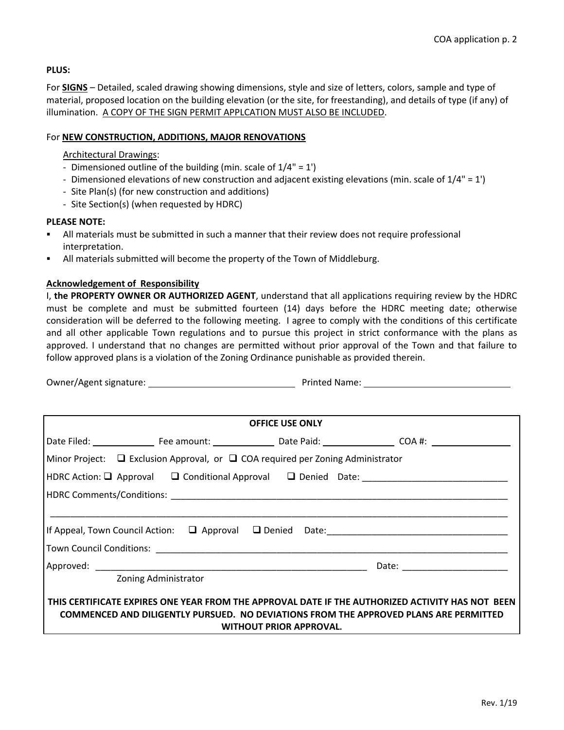**PLUS:**

For **SIGNS** – Detailed, scaled drawing showing dimensions, style and size of letters, colors, sample and type of material, proposed location on the building elevation (or the site, for freestanding), and details of type (if any) of illumination. A COPY OF THE SIGN PERMIT APPLCATION MUST ALSO BE INCLUDED.

For **NEW CONSTRUCTION, ADDITIONS, MAJOR RENOVATIONS**

Architectural Drawings:

- Dimensioned outline of the building (min. scale of 1/4" = 1')
- Dimensioned elevations of new construction and adjacent existing elevations (min. scale of 1/4" = 1')
- Site Plan(s) (for new construction and additions)
- Site Section(s) (when requested by HDRC)

**PLEASE NOTE:**

- All materials must be submitted in such a manner that their review does not require professional interpretation.
- All materials submitted will become the property of the Town of Middleburg.

**Acknowledgement of Responsibility**

I, **the PROPERTY OWNER OR AUTHORIZED AGENT**, understand that all applications requiring review by the HDRC must be complete and must be submitted fourteen (14) days before the HDRC meeting date; otherwise consideration will be deferred to the following meeting. I agree to comply with the conditions of this certificate and all other applicable Town regulations and to pursue this project in strict conformance with the plans as approved. I understand that no changes are permitted without prior approval of the Town and that failure to follow approved plans is a violation of the Zoning Ordinance punishable as provided therein.

Owner/Agent signature: ______________________________ Printed Name: ______________________________

| OFFICE USE ONLY |
|---|
| Date Filed: ____________ Fee amount: ____________ Date Paid: ______________ COA #: ________________ |
| Minor Project: ❑ Exclusion Approval, or ❑ COA required per Zoning Administrator |
| HDRC Action: ❑ Approval ❑ Conditional Approval ❑ Denied Date: ____________________________ |
| HDRC Comments/Conditions: ______________________________________________________________________ |
| If Appeal, Town Council Action: ❑ Approval ❑ Denied Date: ____________________________________ |
| Town Council Conditions: _________________________________________________________________________ |
| Approved: ________________________________________________________ Date: _____________________<br>Zoning Administrator |
| **THIS CERTIFICATE EXPIRES ONE YEAR FROM THE APPROVAL DATE IF THE AUTHORIZED ACTIVITY HAS NOT BEEN COMMENCED AND DILIGENTLY PURSUED. NO DEVIATIONS FROM THE APPROVED PLANS ARE PERMITTED WITHOUT PRIOR APPROVAL.** |

Rev. 1/19